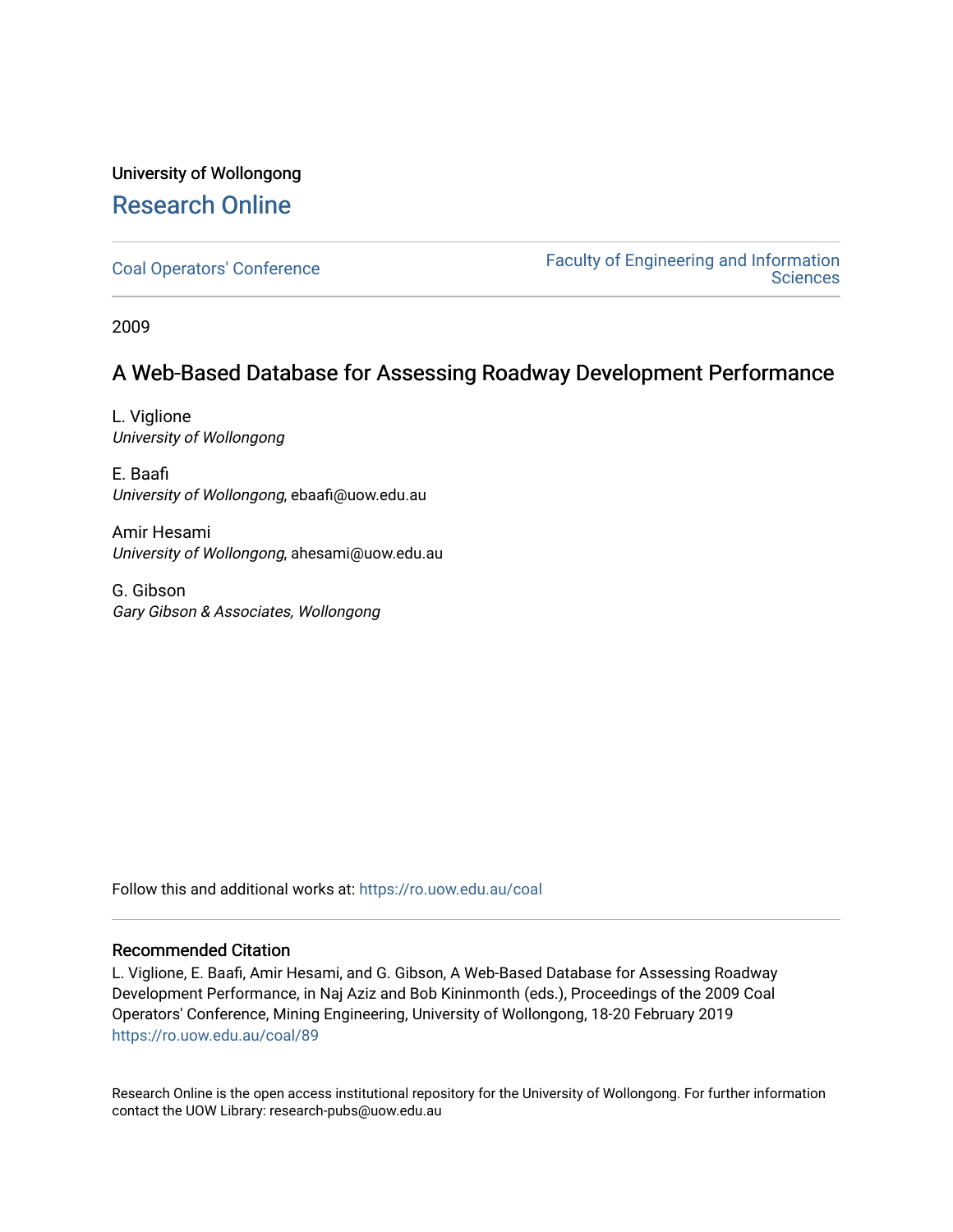University of Wollongong

# Research Online

Coal Operators' Conference | Faculty of Engineering and Information Sciences

2009

## A Web-Based Database for Assessing Roadway Development Performance

L. Viglione
*University of Wollongong*

E. Baafi
*University of Wollongong*, ebaafi@uow.edu.au

Amir Hesami
*University of Wollongong*, ahesami@uow.edu.au

G. Gibson
*Gary Gibson & Associates, Wollongong*

Follow this and additional works at: https://ro.uow.edu.au/coal

### Recommended Citation

L. Viglione, E. Baafi, Amir Hesami, and G. Gibson, A Web-Based Database for Assessing Roadway Development Performance, in Naj Aziz and Bob Kininmonth (eds.), Proceedings of the 2009 Coal Operators' Conference, Mining Engineering, University of Wollongong, 18-20 February 2019
https://ro.uow.edu.au/coal/89

Research Online is the open access institutional repository for the University of Wollongong. For further information contact the UOW Library: research-pubs@uow.edu.au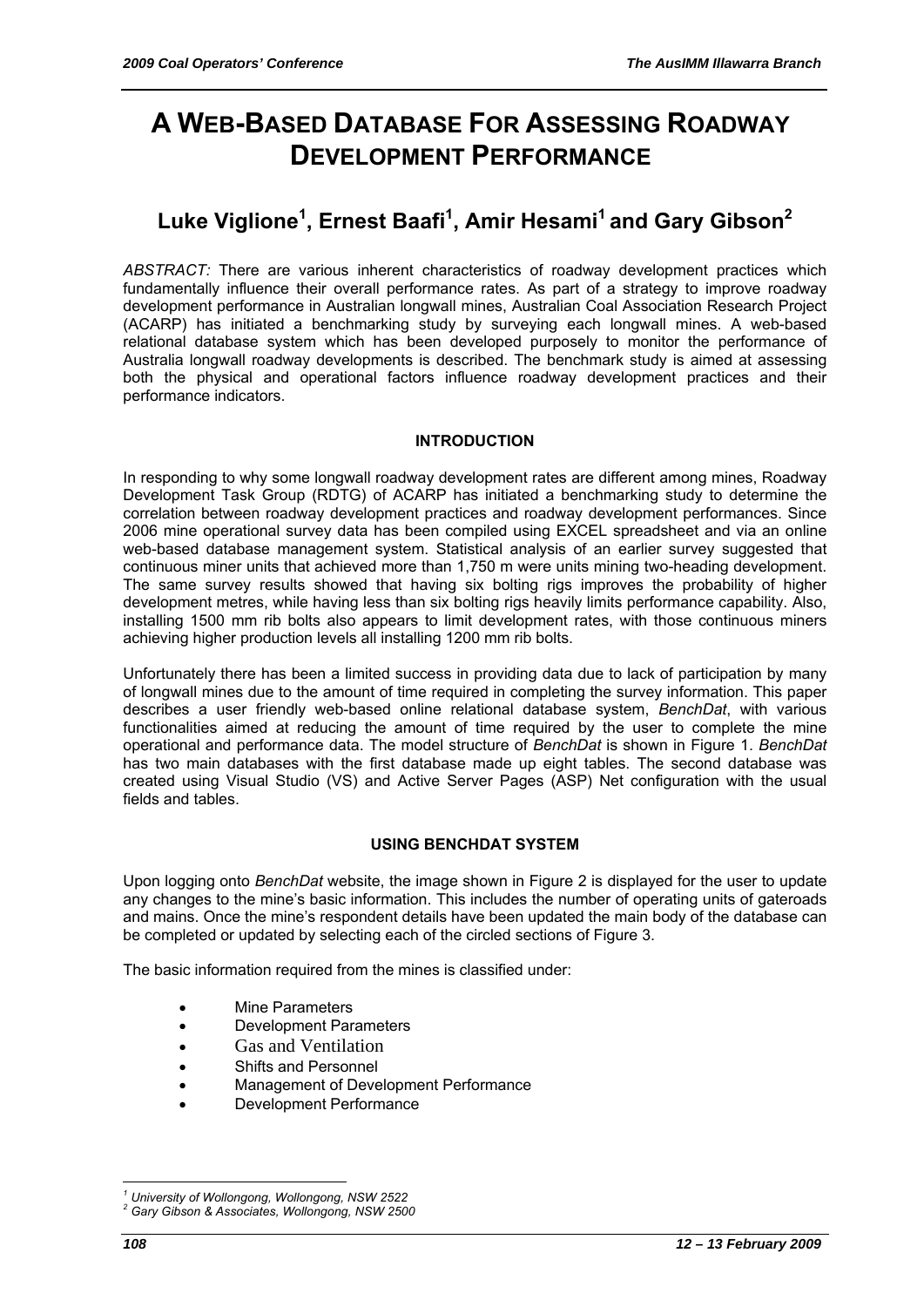# A WEB-BASED DATABASE FOR ASSESSING ROADWAY DEVELOPMENT PERFORMANCE

## Luke Viglione[1], Ernest Baafi[1], Amir Hesami[1] and Gary Gibson[2]

*ABSTRACT:* There are various inherent characteristics of roadway development practices which fundamentally influence their overall performance rates. As part of a strategy to improve roadway development performance in Australian longwall mines, Australian Coal Association Research Project (ACARP) has initiated a benchmarking study by surveying each longwall mines. A web-based relational database system which has been developed purposely to monitor the performance of Australia longwall roadway developments is described. The benchmark study is aimed at assessing both the physical and operational factors influence roadway development practices and their performance indicators.

### INTRODUCTION

In responding to why some longwall roadway development rates are different among mines, Roadway Development Task Group (RDTG) of ACARP has initiated a benchmarking study to determine the correlation between roadway development practices and roadway development performances. Since 2006 mine operational survey data has been compiled using EXCEL spreadsheet and via an online web-based database management system. Statistical analysis of an earlier survey suggested that continuous miner units that achieved more than 1,750 m were units mining two-heading development. The same survey results showed that having six bolting rigs improves the probability of higher development metres, while having less than six bolting rigs heavily limits performance capability. Also, installing 1500 mm rib bolts also appears to limit development rates, with those continuous miners achieving higher production levels all installing 1200 mm rib bolts.

Unfortunately there has been a limited success in providing data due to lack of participation by many of longwall mines due to the amount of time required in completing the survey information. This paper describes a user friendly web-based online relational database system, *BenchDat*, with various functionalities aimed at reducing the amount of time required by the user to complete the mine operational and performance data. The model structure of *BenchDat* is shown in Figure 1. *BenchDat* has two main databases with the first database made up eight tables. The second database was created using Visual Studio (VS) and Active Server Pages (ASP) Net configuration with the usual fields and tables.

### USING BENCHDAT SYSTEM

Upon logging onto *BenchDat* website, the image shown in Figure 2 is displayed for the user to update any changes to the mine's basic information. This includes the number of operating units of gateroads and mains. Once the mine's respondent details have been updated the main body of the database can be completed or updated by selecting each of the circled sections of Figure 3.

The basic information required from the mines is classified under:

- Mine Parameters
- Development Parameters
- Gas and Ventilation
- Shifts and Personnel
- Management of Development Performance
- Development Performance

[1] University of Wollongong, Wollongong, NSW 2522
[2] Gary Gibson & Associates, Wollongong, NSW 2500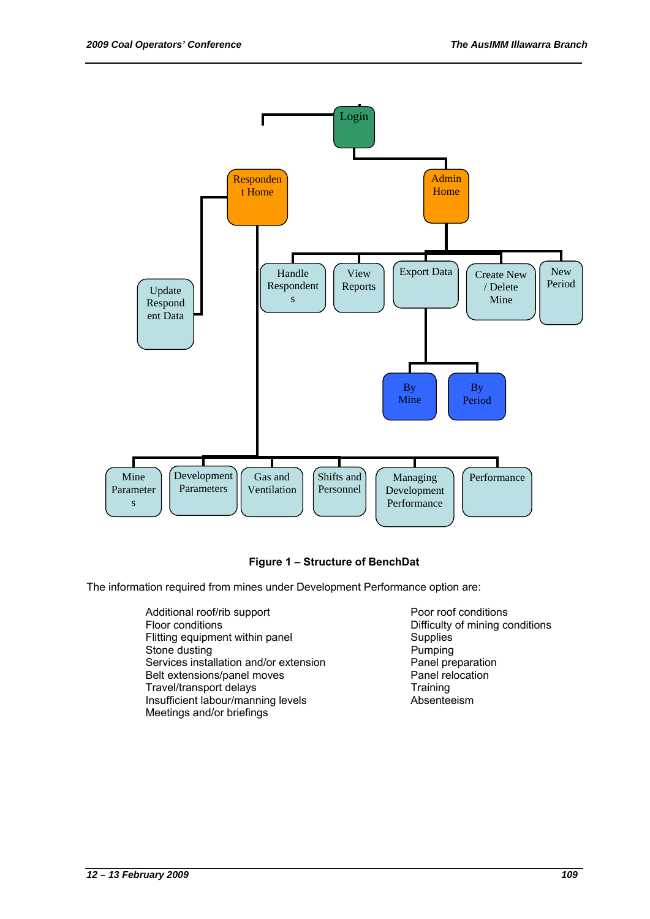- Login
  - Respondent Home
    - Update Respondent Data
    - Mine Parameters
    - Development Parameters
    - Gas and Ventilation
    - Shifts and Personnel
    - Managing Development Performance
    - Performance
  - Admin Home
    - Handle Respondents
    - View Reports
    - Export Data
      - By Mine
      - By Period
    - Create New / Delete Mine
    - New Period

**Figure 1 – Structure of BenchDat**

The information required from mines under Development Performance option are:

- Additional roof/rib support
- Floor conditions
- Flitting equipment within panel
- Stone dusting
- Services installation and/or extension
- Belt extensions/panel moves
- Travel/transport delays
- Insufficient labour/manning levels
- Meetings and/or briefings
- Poor roof conditions
- Difficulty of mining conditions
- Supplies
- Pumping
- Panel preparation
- Panel relocation
- Training
- Absenteeism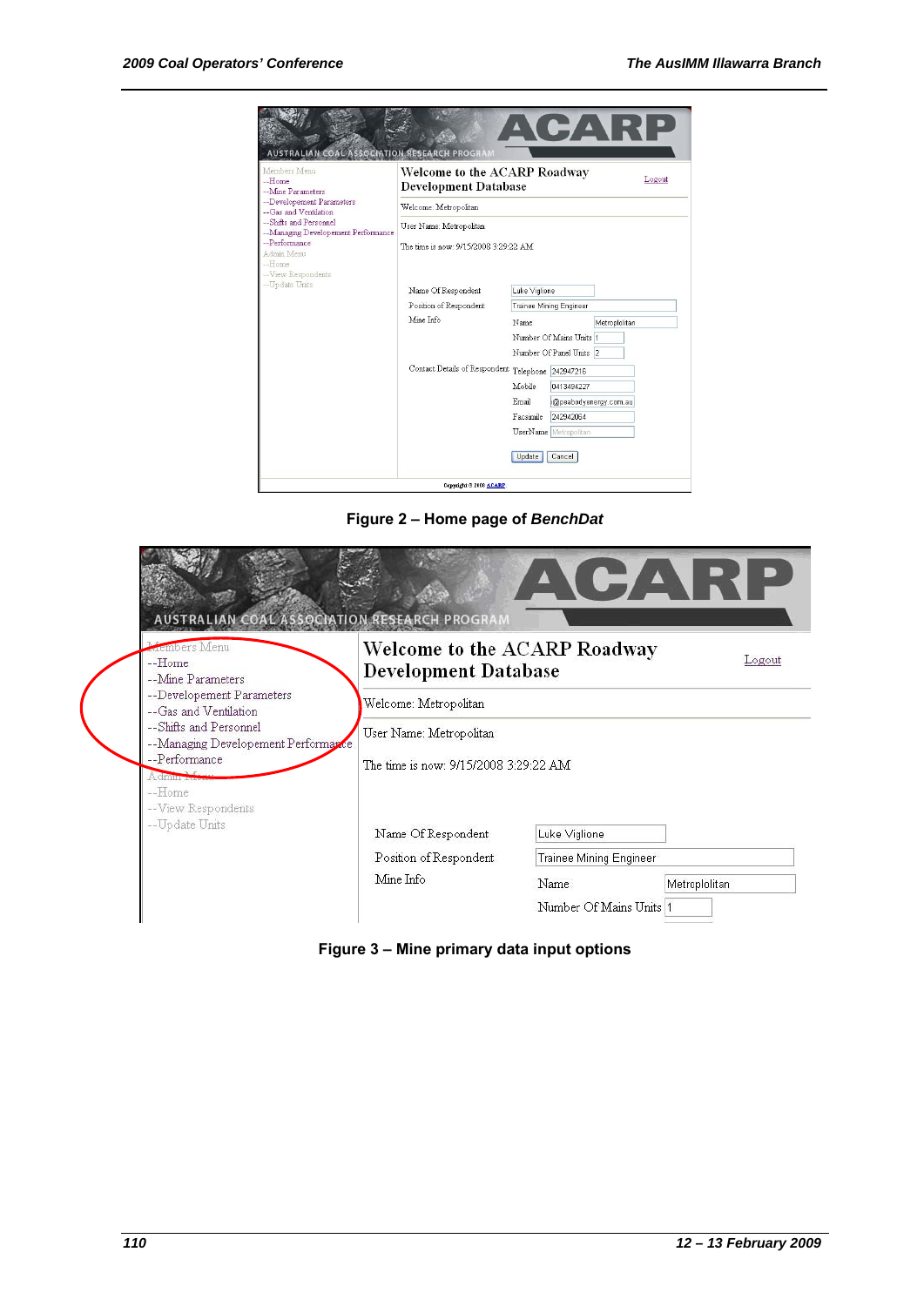Figure 2 – Home page of *BenchDat*

Figure 3 – Mine primary data input options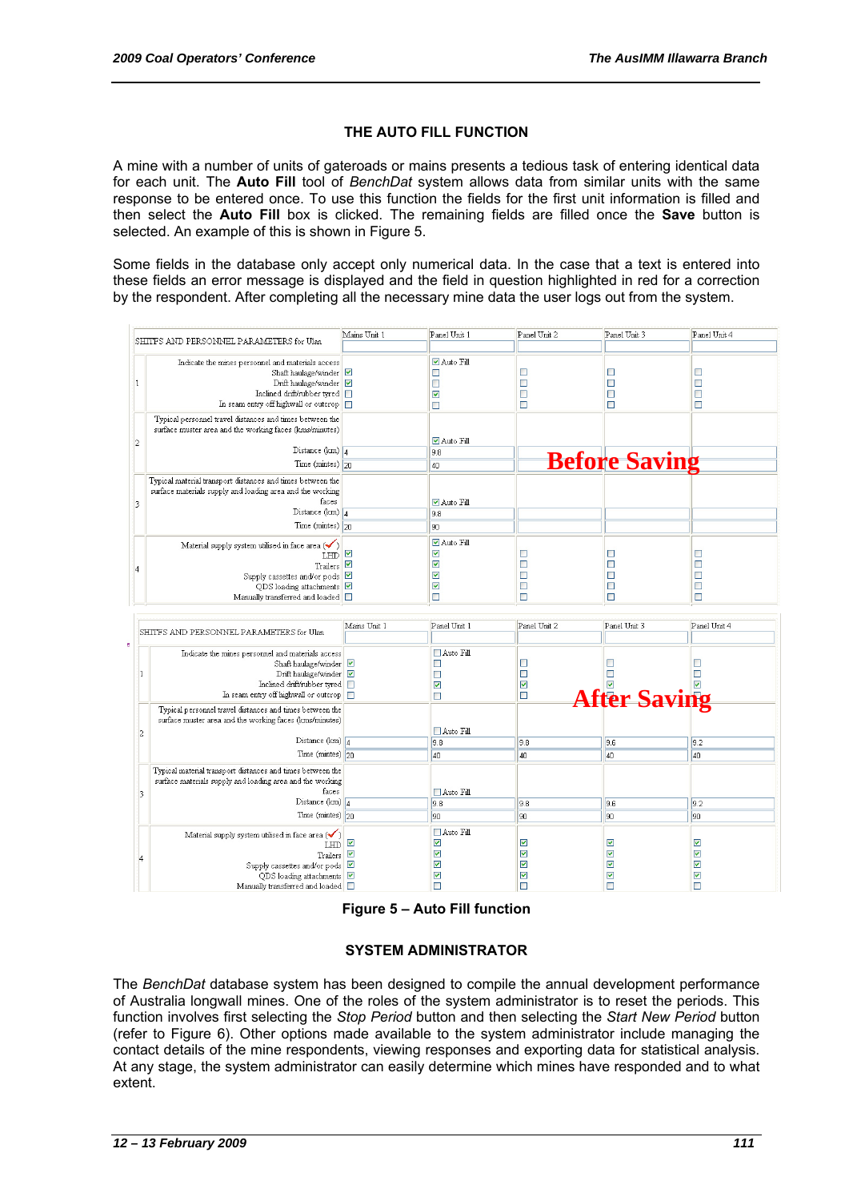## THE AUTO FILL FUNCTION

A mine with a number of units of gateroads or mains presents a tedious task of entering identical data for each unit. The **Auto Fill** tool of *BenchDat* system allows data from similar units with the same response to be entered once. To use this function the fields for the first unit information is filled and then select the **Auto Fill** box is clicked. The remaining fields are filled once the **Save** button is selected. An example of this is shown in Figure 5.

Some fields in the database only accept only numerical data. In the case that a text is entered into these fields an error message is displayed and the field in question highlighted in red for a correction by the respondent. After completing all the necessary mine data the user logs out from the system.

**Before Saving**

| | SHITFS AND PERSONNEL PARAMETERS for Ulan | Mains Unit 1 | Panel Unit 1 | Panel Unit 2 | Panel Unit 3 | Panel Unit 4 |
|---|---|---|---|---|---|---|
| 1 | Indicate the mines personnel and materials access | | ☑ Auto Fill | | | |
| | Shaft haulage/winder | ☑ | ☐ | ☐ | ☐ | ☐ |
| | Drift haulage/winder | ☑ | ☐ | ☐ | ☐ | ☐ |
| | Inclined drift/rubber tyred | ☐ | ☑ | ☐ | ☐ | ☐ |
| | In seam entry off highwall or outcrop | ☐ | ☐ | ☐ | ☐ | ☐ |
| 2 | Typical personnel travel distances and times between the surface muster area and the working faces (kms/minutes) | | ☑ Auto Fill | | | |
| | Distance (km) | 4 | 9.8 | | | |
| | Time (mintes) | 20 | 40 | | | |
| 3 | Typical material transport distances and times between the surface materials supply and loading area and the working faces | | ☑ Auto Fill | | | |
| | Distance (km) | 4 | 9.8 | | | |
| | Time (mintes) | 20 | 90 | | | |
| 4 | Material supply system utilised in face area (✓) | | ☑ Auto Fill | | | |
| | LHD | ☑ | ☑ | ☐ | ☐ | ☐ |
| | Trailers | ☑ | ☑ | ☐ | ☐ | ☐ |
| | Supply cassettes and/or pods | ☑ | ☑ | ☐ | ☐ | ☐ |
| | QDS loading attachments | ☑ | ☑ | ☐ | ☐ | ☐ |
| | Manually transferred and loaded | ☐ | ☐ | ☐ | ☐ | ☐ |

**After Saving**

| | SHITFS AND PERSONNEL PARAMETERS for Ulan | Mains Unit 1 | Panel Unit 1 | Panel Unit 2 | Panel Unit 3 | Panel Unit 4 |
|---|---|---|---|---|---|---|
| 1 | Indicate the mines personnel and materials access | | ☐ Auto Fill | | | |
| | Shaft haulage/winder | ☑ | ☐ | ☐ | ☐ | ☐ |
| | Drift haulage/winder | ☑ | ☐ | ☐ | ☐ | ☐ |
| | Inclined drift/rubber tyred | ☐ | ☑ | ☑ | ☑ | ☑ |
| | In seam entry off highwall or outcrop | ☐ | ☐ | ☐ | ☐ | ☐ |
| 2 | Typical personnel travel distances and times between the surface muster area and the working faces (kms/minutes) | | ☐ Auto Fill | | | |
| | Distance (km) | 4 | 9.8 | 9.8 | 9.6 | 9.2 |
| | Time (mintes) | 20 | 40 | 40 | 40 | 40 |
| 3 | Typical material transport distances and times between the surface materials supply and loading area and the working faces | | ☐ Auto Fill | | | |
| | Distance (km) | 4 | 9.8 | 9.8 | 9.6 | 9.2 |
| | Time (mintes) | 20 | 90 | 90 | 90 | 90 |
| 4 | Material supply system utilised in face area (✓) | | ☐ Auto Fill | | | |
| | LHD | ☑ | ☑ | ☑ | ☑ | ☑ |
| | Trailers | ☑ | ☑ | ☑ | ☑ | ☑ |
| | Supply cassettes and/or pods | ☑ | ☑ | ☑ | ☑ | ☑ |
| | QDS loading attachments | ☑ | ☑ | ☑ | ☑ | ☑ |
| | Manually transferred and loaded | ☐ | ☐ | ☐ | ☐ | ☐ |

**Figure 5 – Auto Fill function**

## SYSTEM ADMINISTRATOR

The *BenchDat* database system has been designed to compile the annual development performance of Australia longwall mines. One of the roles of the system administrator is to reset the periods. This function involves first selecting the *Stop Period* button and then selecting the *Start New Period* button (refer to Figure 6). Other options made available to the system administrator include managing the contact details of the mine respondents, viewing responses and exporting data for statistical analysis. At any stage, the system administrator can easily determine which mines have responded and to what extent.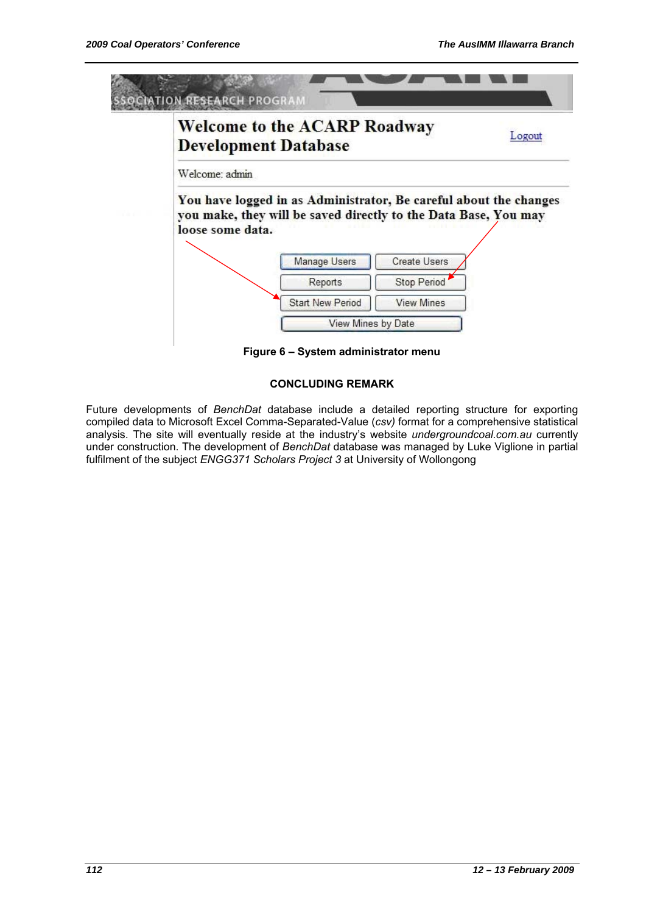Figure 6 – System administrator menu

## CONCLUDING REMARK

Future developments of *BenchDat* database include a detailed reporting structure for exporting compiled data to Microsoft Excel Comma-Separated-Value (*csv)* format for a comprehensive statistical analysis. The site will eventually reside at the industry's website *undergroundcoal.com.au* currently under construction. The development of *BenchDat* database was managed by Luke Viglione in partial fulfilment of the subject *ENGG371 Scholars Project 3* at University of Wollongong